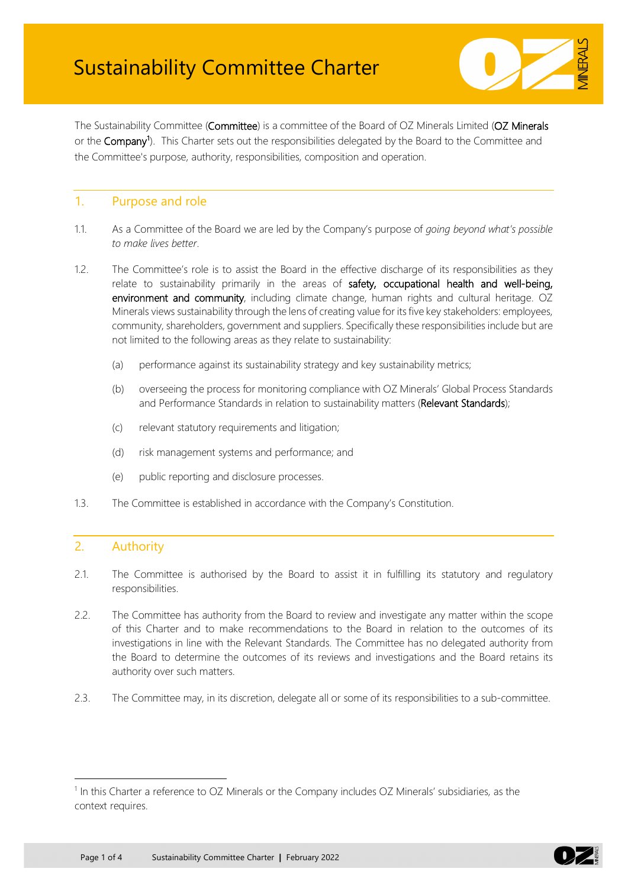# Sustainability Committee Charter

The Sustainability Committee (**Committee**) is a committee of the Board of OZ Minerals Limited (**OZ Minerals** or the **Company**[1]). This Charter sets out the responsibilities delegated by the Board to the Committee and the Committee's purpose, authority, responsibilities, composition and operation.

## 1. Purpose and role

1.1. As a Committee of the Board we are led by the Company's purpose of *going beyond what's possible to make lives better*.

1.2. The Committee's role is to assist the Board in the effective discharge of its responsibilities as they relate to sustainability primarily in the areas of **safety, occupational health and well-being, environment and community**, including climate change, human rights and cultural heritage. OZ Minerals views sustainability through the lens of creating value for its five key stakeholders: employees, community, shareholders, government and suppliers. Specifically these responsibilities include but are not limited to the following areas as they relate to sustainability:

- (a) performance against its sustainability strategy and key sustainability metrics;
- (b) overseeing the process for monitoring compliance with OZ Minerals' Global Process Standards and Performance Standards in relation to sustainability matters (**Relevant Standards**);
- (c) relevant statutory requirements and litigation;
- (d) risk management systems and performance; and
- (e) public reporting and disclosure processes.

1.3. The Committee is established in accordance with the Company's Constitution.

## 2. Authority

2.1. The Committee is authorised by the Board to assist it in fulfilling its statutory and regulatory responsibilities.

2.2. The Committee has authority from the Board to review and investigate any matter within the scope of this Charter and to make recommendations to the Board in relation to the outcomes of its investigations in line with the Relevant Standards. The Committee has no delegated authority from the Board to determine the outcomes of its reviews and investigations and the Board retains its authority over such matters.

2.3. The Committee may, in its discretion, delegate all or some of its responsibilities to a sub-committee.

---

[1] In this Charter a reference to OZ Minerals or the Company includes OZ Minerals' subsidiaries, as the context requires.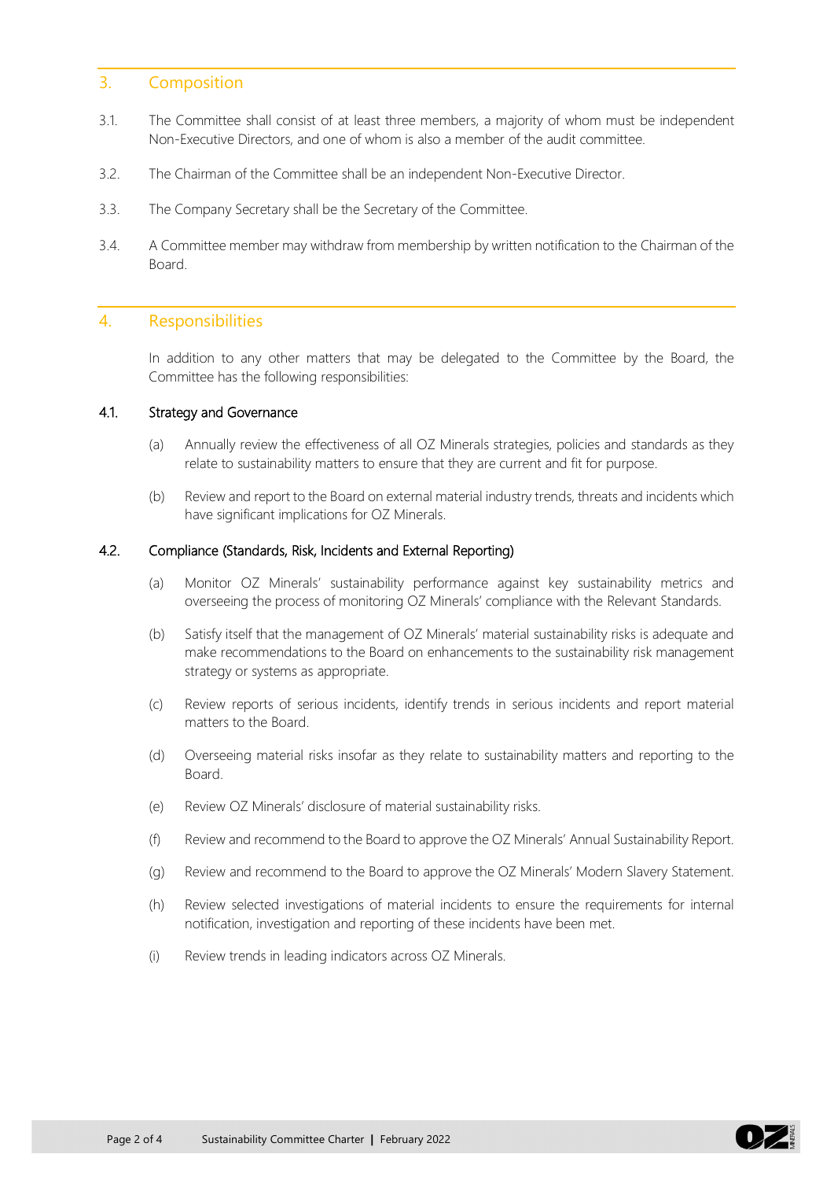## 3. Composition

3.1. The Committee shall consist of at least three members, a majority of whom must be independent Non-Executive Directors, and one of whom is also a member of the audit committee.

3.2. The Chairman of the Committee shall be an independent Non-Executive Director.

3.3. The Company Secretary shall be the Secretary of the Committee.

3.4. A Committee member may withdraw from membership by written notification to the Chairman of the Board.

## 4. Responsibilities

In addition to any other matters that may be delegated to the Committee by the Board, the Committee has the following responsibilities:

### 4.1. Strategy and Governance

(a) Annually review the effectiveness of all OZ Minerals strategies, policies and standards as they relate to sustainability matters to ensure that they are current and fit for purpose.

(b) Review and report to the Board on external material industry trends, threats and incidents which have significant implications for OZ Minerals.

### 4.2. Compliance (Standards, Risk, Incidents and External Reporting)

(a) Monitor OZ Minerals' sustainability performance against key sustainability metrics and overseeing the process of monitoring OZ Minerals' compliance with the Relevant Standards.

(b) Satisfy itself that the management of OZ Minerals' material sustainability risks is adequate and make recommendations to the Board on enhancements to the sustainability risk management strategy or systems as appropriate.

(c) Review reports of serious incidents, identify trends in serious incidents and report material matters to the Board.

(d) Overseeing material risks insofar as they relate to sustainability matters and reporting to the Board.

(e) Review OZ Minerals' disclosure of material sustainability risks.

(f) Review and recommend to the Board to approve the OZ Minerals' Annual Sustainability Report.

(g) Review and recommend to the Board to approve the OZ Minerals' Modern Slavery Statement.

(h) Review selected investigations of material incidents to ensure the requirements for internal notification, investigation and reporting of these incidents have been met.

(i) Review trends in leading indicators across OZ Minerals.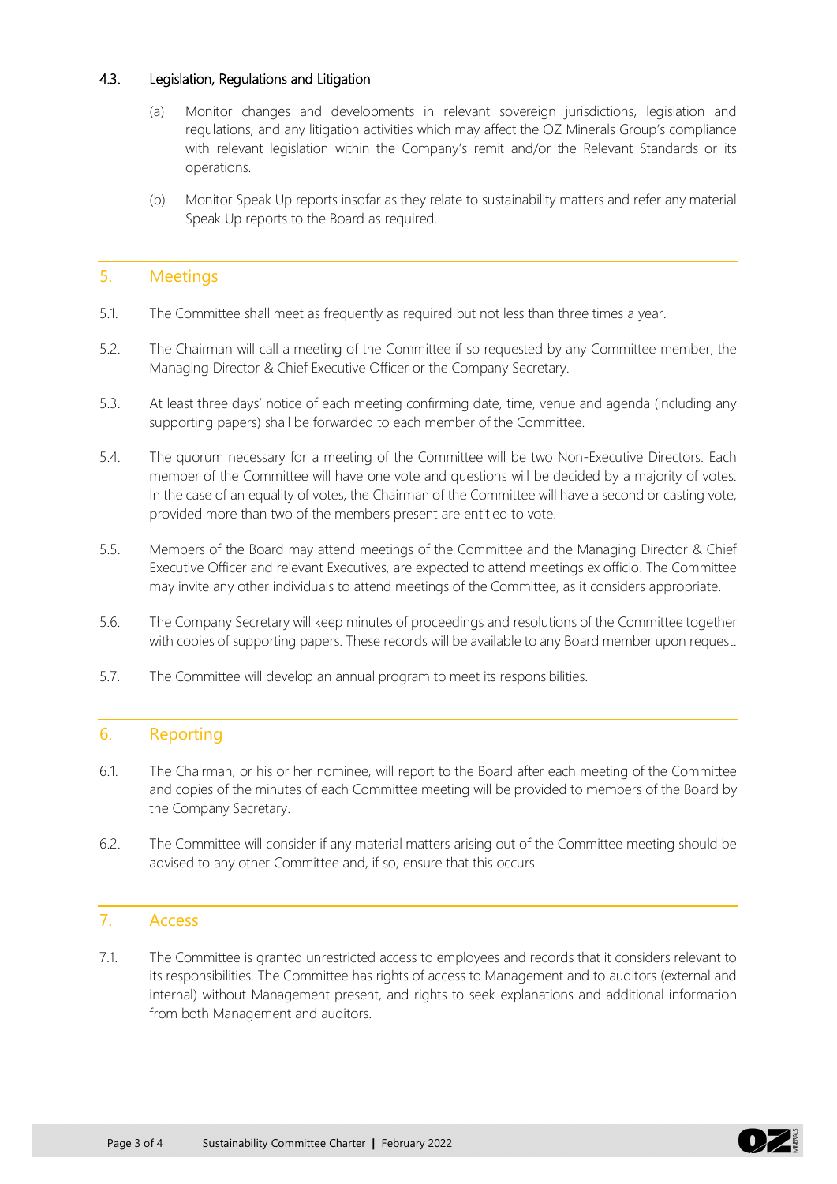### 4.3. Legislation, Regulations and Litigation

(a) Monitor changes and developments in relevant sovereign jurisdictions, legislation and regulations, and any litigation activities which may affect the OZ Minerals Group's compliance with relevant legislation within the Company's remit and/or the Relevant Standards or its operations.

(b) Monitor Speak Up reports insofar as they relate to sustainability matters and refer any material Speak Up reports to the Board as required.

## 5. Meetings

5.1. The Committee shall meet as frequently as required but not less than three times a year.

5.2. The Chairman will call a meeting of the Committee if so requested by any Committee member, the Managing Director & Chief Executive Officer or the Company Secretary.

5.3. At least three days' notice of each meeting confirming date, time, venue and agenda (including any supporting papers) shall be forwarded to each member of the Committee.

5.4. The quorum necessary for a meeting of the Committee will be two Non-Executive Directors. Each member of the Committee will have one vote and questions will be decided by a majority of votes. In the case of an equality of votes, the Chairman of the Committee will have a second or casting vote, provided more than two of the members present are entitled to vote.

5.5. Members of the Board may attend meetings of the Committee and the Managing Director & Chief Executive Officer and relevant Executives, are expected to attend meetings ex officio. The Committee may invite any other individuals to attend meetings of the Committee, as it considers appropriate.

5.6. The Company Secretary will keep minutes of proceedings and resolutions of the Committee together with copies of supporting papers. These records will be available to any Board member upon request.

5.7. The Committee will develop an annual program to meet its responsibilities.

## 6. Reporting

6.1. The Chairman, or his or her nominee, will report to the Board after each meeting of the Committee and copies of the minutes of each Committee meeting will be provided to members of the Board by the Company Secretary.

6.2. The Committee will consider if any material matters arising out of the Committee meeting should be advised to any other Committee and, if so, ensure that this occurs.

## 7. Access

7.1. The Committee is granted unrestricted access to employees and records that it considers relevant to its responsibilities. The Committee has rights of access to Management and to auditors (external and internal) without Management present, and rights to seek explanations and additional information from both Management and auditors.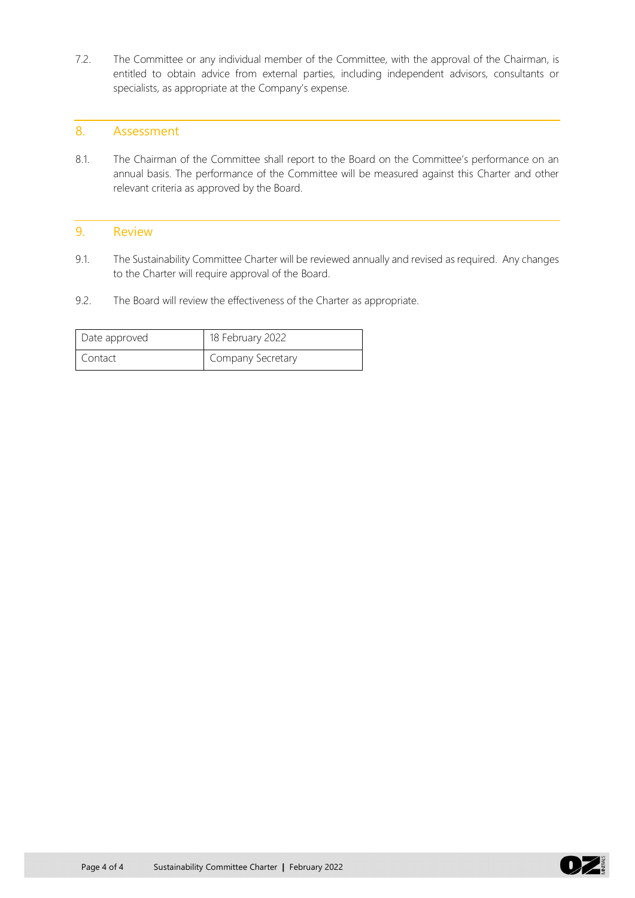7.2. The Committee or any individual member of the Committee, with the approval of the Chairman, is entitled to obtain advice from external parties, including independent advisors, consultants or specialists, as appropriate at the Company's expense.

## 8. Assessment

8.1. The Chairman of the Committee shall report to the Board on the Committee's performance on an annual basis. The performance of the Committee will be measured against this Charter and other relevant criteria as approved by the Board.

## 9. Review

9.1. The Sustainability Committee Charter will be reviewed annually and revised as required. Any changes to the Charter will require approval of the Board.

9.2. The Board will review the effectiveness of the Charter as appropriate.

| | |
|---|---|
| Date approved | 18 February 2022 |
| Contact | Company Secretary |